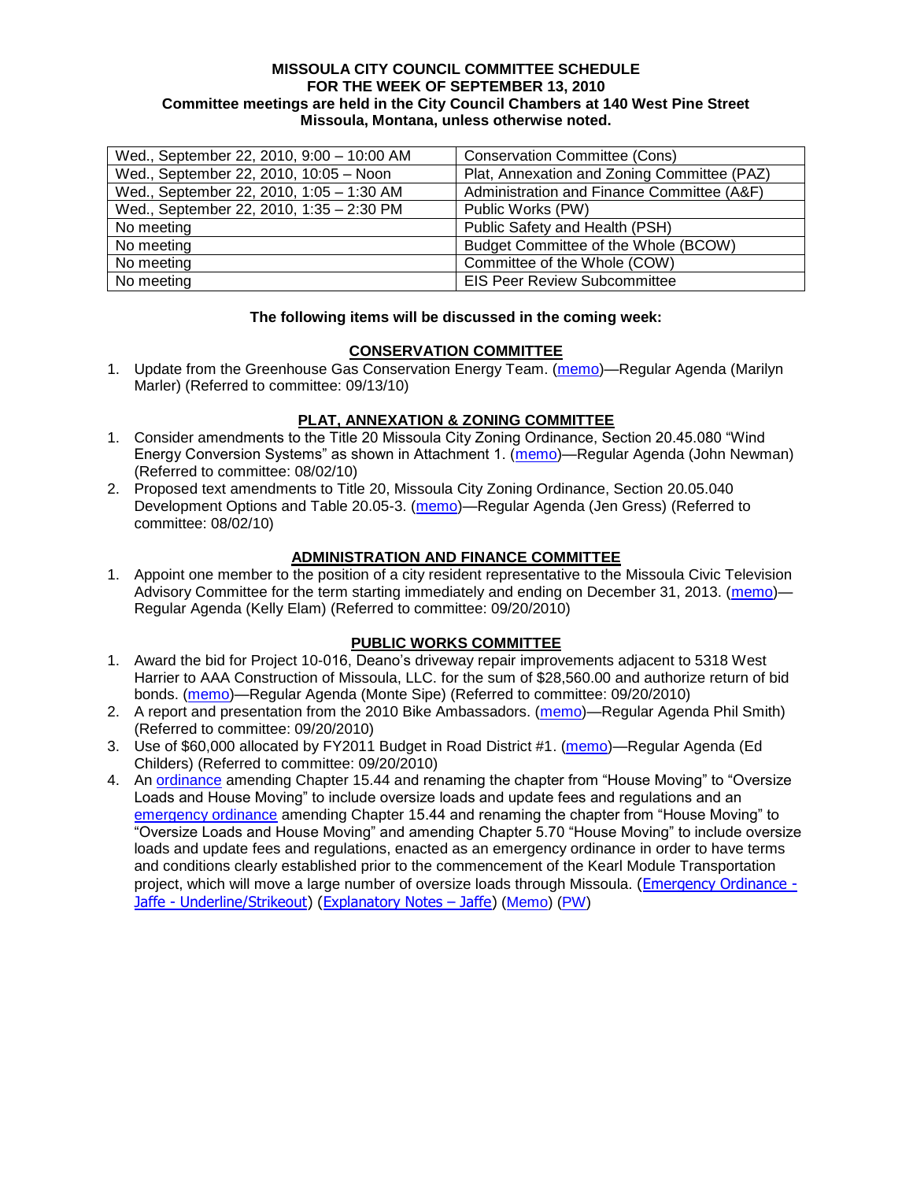**MISSOULA CITY COUNCIL COMMITTEE SCHEDULE**
**FOR THE WEEK OF SEPTEMBER 13, 2010**
**Committee meetings are held in the City Council Chambers at 140 West Pine Street**
**Missoula, Montana, unless otherwise noted.**

| | |
|---|---|
| Wed., September 22, 2010, 9:00 – 10:00 AM | Conservation Committee (Cons) |
| Wed., September 22, 2010, 10:05 – Noon | Plat, Annexation and Zoning Committee (PAZ) |
| Wed., September 22, 2010, 1:05 – 1:30 AM | Administration and Finance Committee (A&F) |
| Wed., September 22, 2010, 1:35 – 2:30 PM | Public Works (PW) |
| No meeting | Public Safety and Health (PSH) |
| No meeting | Budget Committee of the Whole (BCOW) |
| No meeting | Committee of the Whole (COW) |
| No meeting | EIS Peer Review Subcommittee |

**The following items will be discussed in the coming week:**

**CONSERVATION COMMITTEE**

1. Update from the Greenhouse Gas Conservation Energy Team. (memo)—Regular Agenda (Marilyn Marler) (Referred to committee: 09/13/10)

**PLAT, ANNEXATION & ZONING COMMITTEE**

1. Consider amendments to the Title 20 Missoula City Zoning Ordinance, Section 20.45.080 "Wind Energy Conversion Systems" as shown in Attachment 1. (memo)—Regular Agenda (John Newman) (Referred to committee: 08/02/10)
2. Proposed text amendments to Title 20, Missoula City Zoning Ordinance, Section 20.05.040 Development Options and Table 20.05-3. (memo)—Regular Agenda (Jen Gress) (Referred to committee: 08/02/10)

**ADMINISTRATION AND FINANCE COMMITTEE**

1. Appoint one member to the position of a city resident representative to the Missoula Civic Television Advisory Committee for the term starting immediately and ending on December 31, 2013. (memo)—Regular Agenda (Kelly Elam) (Referred to committee: 09/20/2010)

**PUBLIC WORKS COMMITTEE**

1. Award the bid for Project 10-016, Deano's driveway repair improvements adjacent to 5318 West Harrier to AAA Construction of Missoula, LLC. for the sum of $28,560.00 and authorize return of bid bonds. (memo)—Regular Agenda (Monte Sipe) (Referred to committee: 09/20/2010)
2. A report and presentation from the 2010 Bike Ambassadors. (memo)—Regular Agenda Phil Smith) (Referred to committee: 09/20/2010)
3. Use of $60,000 allocated by FY2011 Budget in Road District #1. (memo)—Regular Agenda (Ed Childers) (Referred to committee: 09/20/2010)
4. An ordinance amending Chapter 15.44 and renaming the chapter from "House Moving" to "Oversize Loads and House Moving" to include oversize loads and update fees and regulations and an emergency ordinance amending Chapter 15.44 and renaming the chapter from "House Moving" to "Oversize Loads and House Moving" and amending Chapter 5.70 "House Moving" to include oversize loads and update fees and regulations, enacted as an emergency ordinance in order to have terms and conditions clearly established prior to the commencement of the Kearl Module Transportation project, which will move a large number of oversize loads through Missoula. (Emergency Ordinance - Jaffe - Underline/Strikeout) (Explanatory Notes – Jaffe) (Memo) (PW)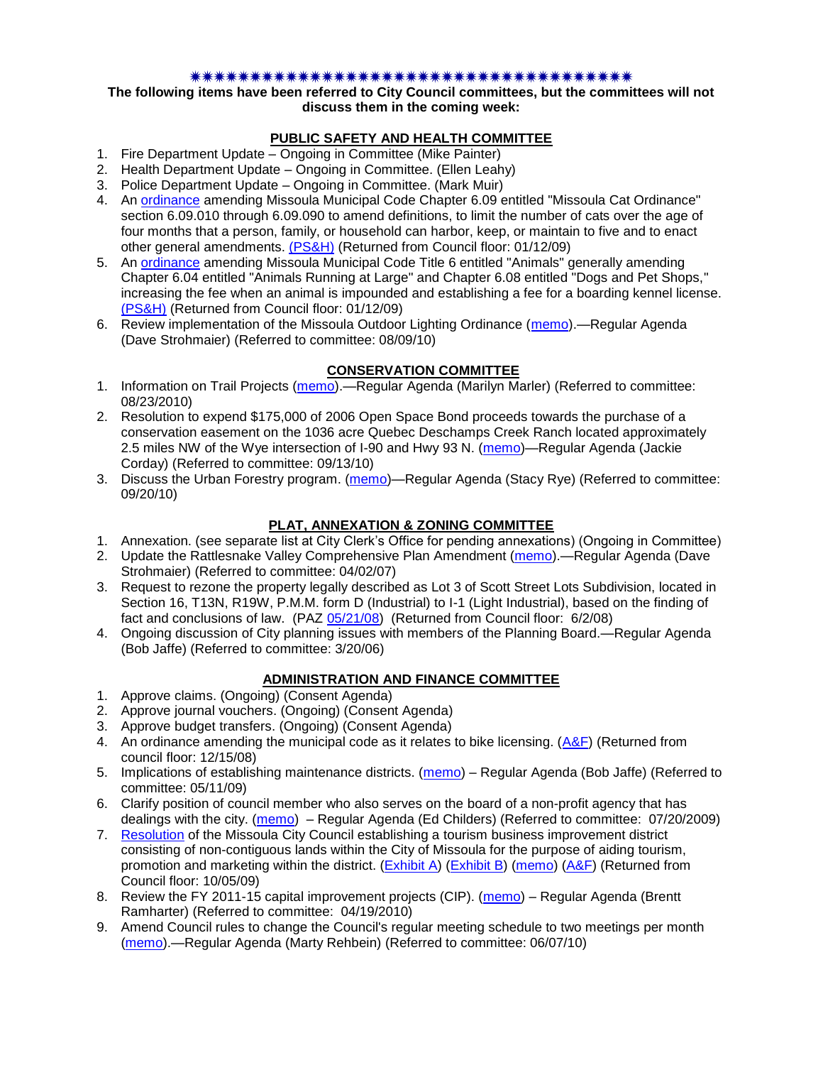✷✷✷✷✷✷✷✷✷✷✷✷✷✷✷✷✷✷✷✷✷✷✷✷✷✷✷✷✷✷✷✷✷✷✷✷✷✷✷✷✷✷

**The following items have been referred to City Council committees, but the committees will not discuss them in the coming week:**

## PUBLIC SAFETY AND HEALTH COMMITTEE

1. Fire Department Update – Ongoing in Committee (Mike Painter)
2. Health Department Update – Ongoing in Committee. (Ellen Leahy)
3. Police Department Update – Ongoing in Committee. (Mark Muir)
4. An ordinance amending Missoula Municipal Code Chapter 6.09 entitled "Missoula Cat Ordinance" section 6.09.010 through 6.09.090 to amend definitions, to limit the number of cats over the age of four months that a person, family, or household can harbor, keep, or maintain to five and to enact other general amendments. (PS&H) (Returned from Council floor: 01/12/09)
5. An ordinance amending Missoula Municipal Code Title 6 entitled "Animals" generally amending Chapter 6.04 entitled "Animals Running at Large" and Chapter 6.08 entitled "Dogs and Pet Shops," increasing the fee when an animal is impounded and establishing a fee for a boarding kennel license. (PS&H) (Returned from Council floor: 01/12/09)
6. Review implementation of the Missoula Outdoor Lighting Ordinance (memo).—Regular Agenda (Dave Strohmaier) (Referred to committee: 08/09/10)

## CONSERVATION COMMITTEE

1. Information on Trail Projects (memo).—Regular Agenda (Marilyn Marler) (Referred to committee: 08/23/2010)
2. Resolution to expend $175,000 of 2006 Open Space Bond proceeds towards the purchase of a conservation easement on the 1036 acre Quebec Deschamps Creek Ranch located approximately 2.5 miles NW of the Wye intersection of I-90 and Hwy 93 N. (memo)—Regular Agenda (Jackie Corday) (Referred to committee: 09/13/10)
3. Discuss the Urban Forestry program. (memo)—Regular Agenda (Stacy Rye) (Referred to committee: 09/20/10)

## PLAT, ANNEXATION & ZONING COMMITTEE

1. Annexation. (see separate list at City Clerk's Office for pending annexations) (Ongoing in Committee)
2. Update the Rattlesnake Valley Comprehensive Plan Amendment (memo).—Regular Agenda (Dave Strohmaier) (Referred to committee: 04/02/07)
3. Request to rezone the property legally described as Lot 3 of Scott Street Lots Subdivision, located in Section 16, T13N, R19W, P.M.M. form D (Industrial) to I-1 (Light Industrial), based on the finding of fact and conclusions of law. (PAZ 05/21/08) (Returned from Council floor: 6/2/08)
4. Ongoing discussion of City planning issues with members of the Planning Board.—Regular Agenda (Bob Jaffe) (Referred to committee: 3/20/06)

## ADMINISTRATION AND FINANCE COMMITTEE

1. Approve claims. (Ongoing) (Consent Agenda)
2. Approve journal vouchers. (Ongoing) (Consent Agenda)
3. Approve budget transfers. (Ongoing) (Consent Agenda)
4. An ordinance amending the municipal code as it relates to bike licensing. (A&F) (Returned from council floor: 12/15/08)
5. Implications of establishing maintenance districts. (memo) – Regular Agenda (Bob Jaffe) (Referred to committee: 05/11/09)
6. Clarify position of council member who also serves on the board of a non-profit agency that has dealings with the city. (memo) – Regular Agenda (Ed Childers) (Referred to committee: 07/20/2009)
7. Resolution of the Missoula City Council establishing a tourism business improvement district consisting of non-contiguous lands within the City of Missoula for the purpose of aiding tourism, promotion and marketing within the district. (Exhibit A) (Exhibit B) (memo) (A&F) (Returned from Council floor: 10/05/09)
8. Review the FY 2011-15 capital improvement projects (CIP). (memo) – Regular Agenda (Brentt Ramharter) (Referred to committee: 04/19/2010)
9. Amend Council rules to change the Council's regular meeting schedule to two meetings per month (memo).—Regular Agenda (Marty Rehbein) (Referred to committee: 06/07/10)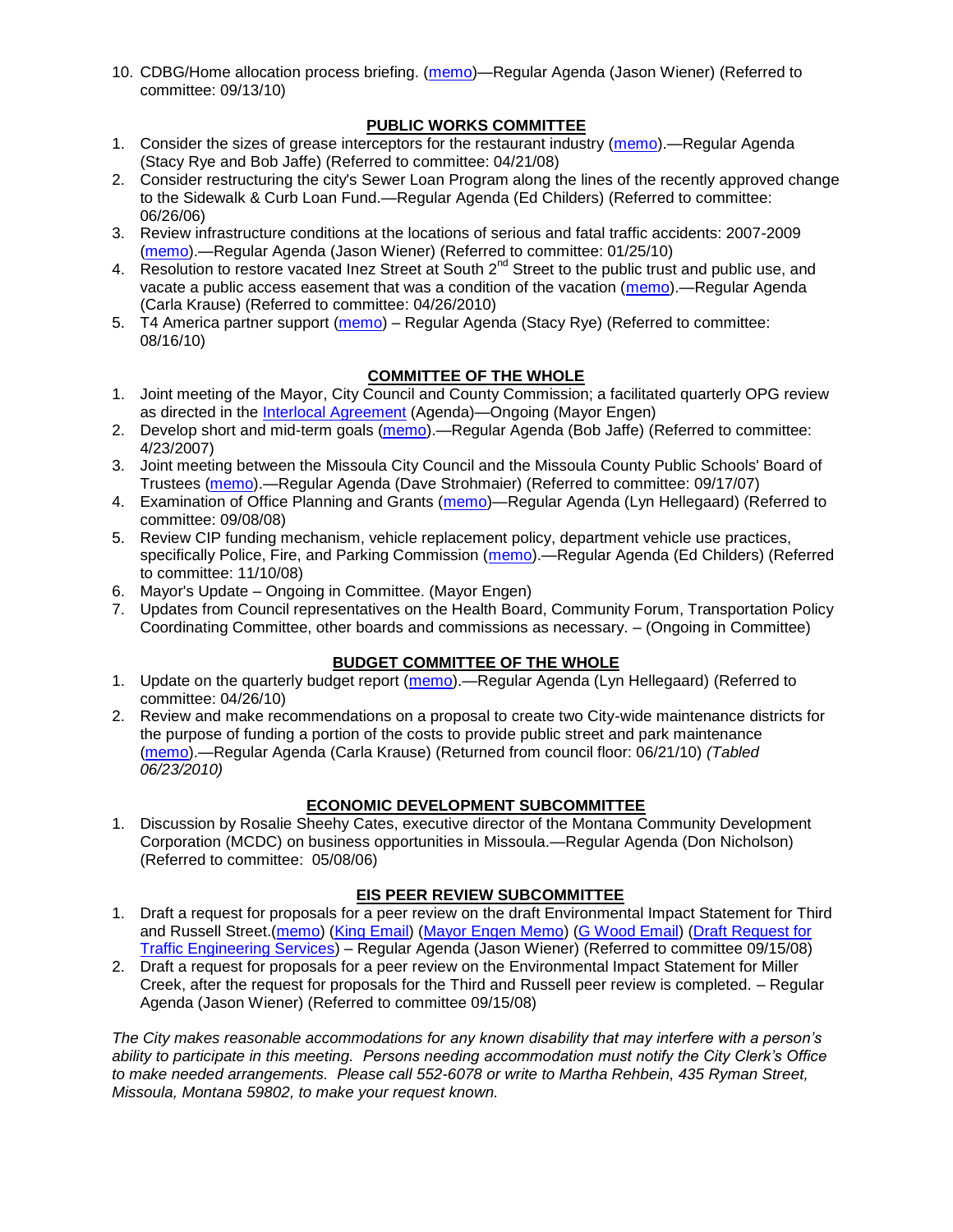10. CDBG/Home allocation process briefing. (memo)—Regular Agenda (Jason Wiener) (Referred to committee: 09/13/10)

## PUBLIC WORKS COMMITTEE

1. Consider the sizes of grease interceptors for the restaurant industry (memo).—Regular Agenda (Stacy Rye and Bob Jaffe) (Referred to committee: 04/21/08)
2. Consider restructuring the city's Sewer Loan Program along the lines of the recently approved change to the Sidewalk & Curb Loan Fund.—Regular Agenda (Ed Childers) (Referred to committee: 06/26/06)
3. Review infrastructure conditions at the locations of serious and fatal traffic accidents: 2007-2009 (memo).—Regular Agenda (Jason Wiener) (Referred to committee: 01/25/10)
4. Resolution to restore vacated Inez Street at South 2nd Street to the public trust and public use, and vacate a public access easement that was a condition of the vacation (memo).—Regular Agenda (Carla Krause) (Referred to committee: 04/26/2010)
5. T4 America partner support (memo) – Regular Agenda (Stacy Rye) (Referred to committee: 08/16/10)

## COMMITTEE OF THE WHOLE

1. Joint meeting of the Mayor, City Council and County Commission; a facilitated quarterly OPG review as directed in the Interlocal Agreement (Agenda)—Ongoing (Mayor Engen)
2. Develop short and mid-term goals (memo).—Regular Agenda (Bob Jaffe) (Referred to committee: 4/23/2007)
3. Joint meeting between the Missoula City Council and the Missoula County Public Schools' Board of Trustees (memo).—Regular Agenda (Dave Strohmaier) (Referred to committee: 09/17/07)
4. Examination of Office Planning and Grants (memo)—Regular Agenda (Lyn Hellegaard) (Referred to committee: 09/08/08)
5. Review CIP funding mechanism, vehicle replacement policy, department vehicle use practices, specifically Police, Fire, and Parking Commission (memo).—Regular Agenda (Ed Childers) (Referred to committee: 11/10/08)
6. Mayor's Update – Ongoing in Committee. (Mayor Engen)
7. Updates from Council representatives on the Health Board, Community Forum, Transportation Policy Coordinating Committee, other boards and commissions as necessary. – (Ongoing in Committee)

## BUDGET COMMITTEE OF THE WHOLE

1. Update on the quarterly budget report (memo).—Regular Agenda (Lyn Hellegaard) (Referred to committee: 04/26/10)
2. Review and make recommendations on a proposal to create two City-wide maintenance districts for the purpose of funding a portion of the costs to provide public street and park maintenance (memo).—Regular Agenda (Carla Krause) (Returned from council floor: 06/21/10) *(Tabled 06/23/2010)*

## ECONOMIC DEVELOPMENT SUBCOMMITTEE

1. Discussion by Rosalie Sheehy Cates, executive director of the Montana Community Development Corporation (MCDC) on business opportunities in Missoula.—Regular Agenda (Don Nicholson) (Referred to committee: 05/08/06)

## EIS PEER REVIEW SUBCOMMITTEE

1. Draft a request for proposals for a peer review on the draft Environmental Impact Statement for Third and Russell Street.(memo) (King Email) (Mayor Engen Memo) (G Wood Email) (Draft Request for Traffic Engineering Services) – Regular Agenda (Jason Wiener) (Referred to committee 09/15/08)
2. Draft a request for proposals for a peer review on the Environmental Impact Statement for Miller Creek, after the request for proposals for the Third and Russell peer review is completed. – Regular Agenda (Jason Wiener) (Referred to committee 09/15/08)

*The City makes reasonable accommodations for any known disability that may interfere with a person's ability to participate in this meeting. Persons needing accommodation must notify the City Clerk's Office to make needed arrangements. Please call 552-6078 or write to Martha Rehbein, 435 Ryman Street, Missoula, Montana 59802, to make your request known.*